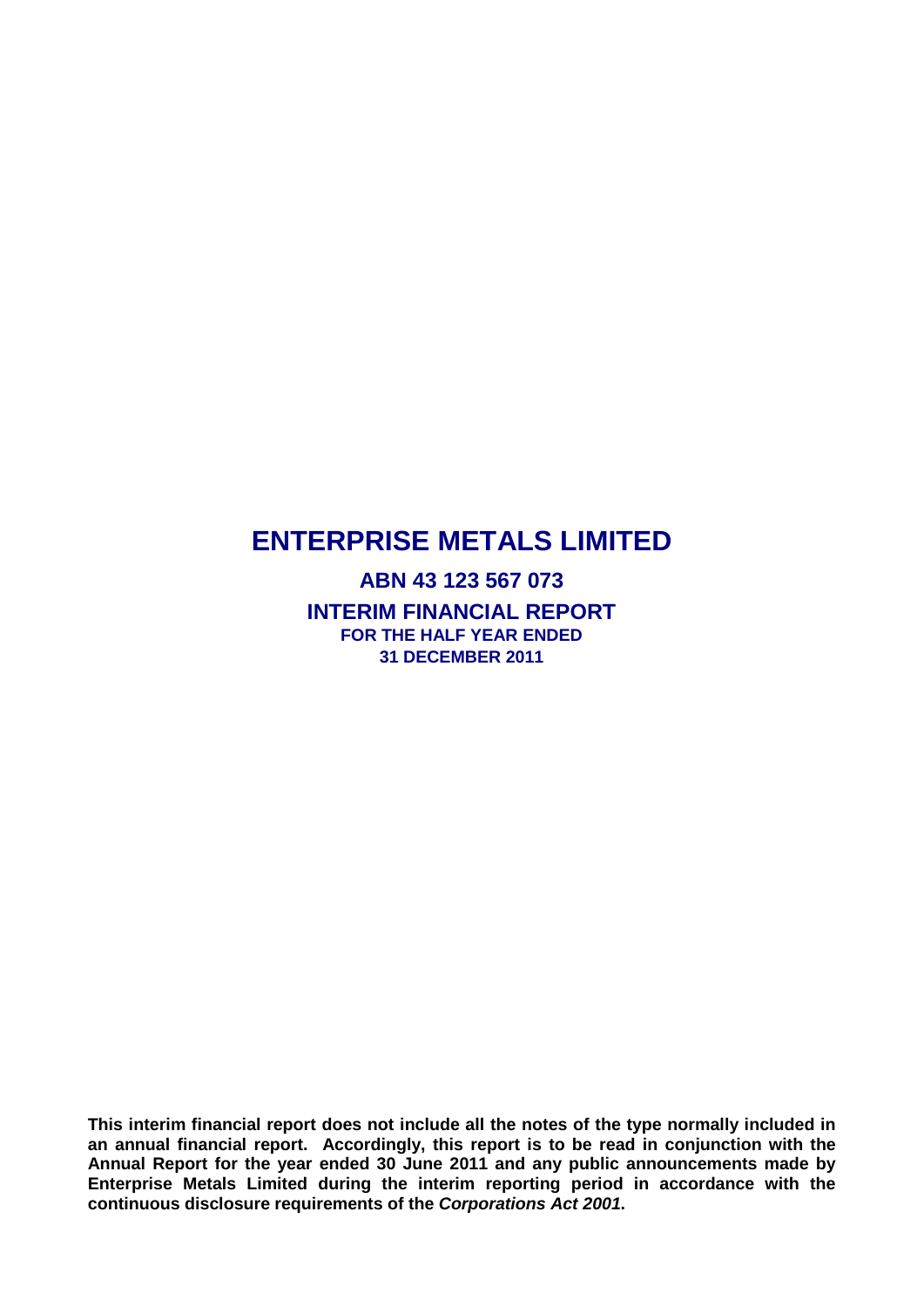# ENTERPRISE METALS LIMITED

## ABN 43 123 567 073

## INTERIM FINANCIAL REPORT

**FOR THE HALF YEAR ENDED**
**31 DECEMBER 2011**

**This interim financial report does not include all the notes of the type normally included in an annual financial report. Accordingly, this report is to be read in conjunction with the Annual Report for the year ended 30 June 2011 and any public announcements made by Enterprise Metals Limited during the interim reporting period in accordance with the continuous disclosure requirements of the *Corporations Act 2001*.**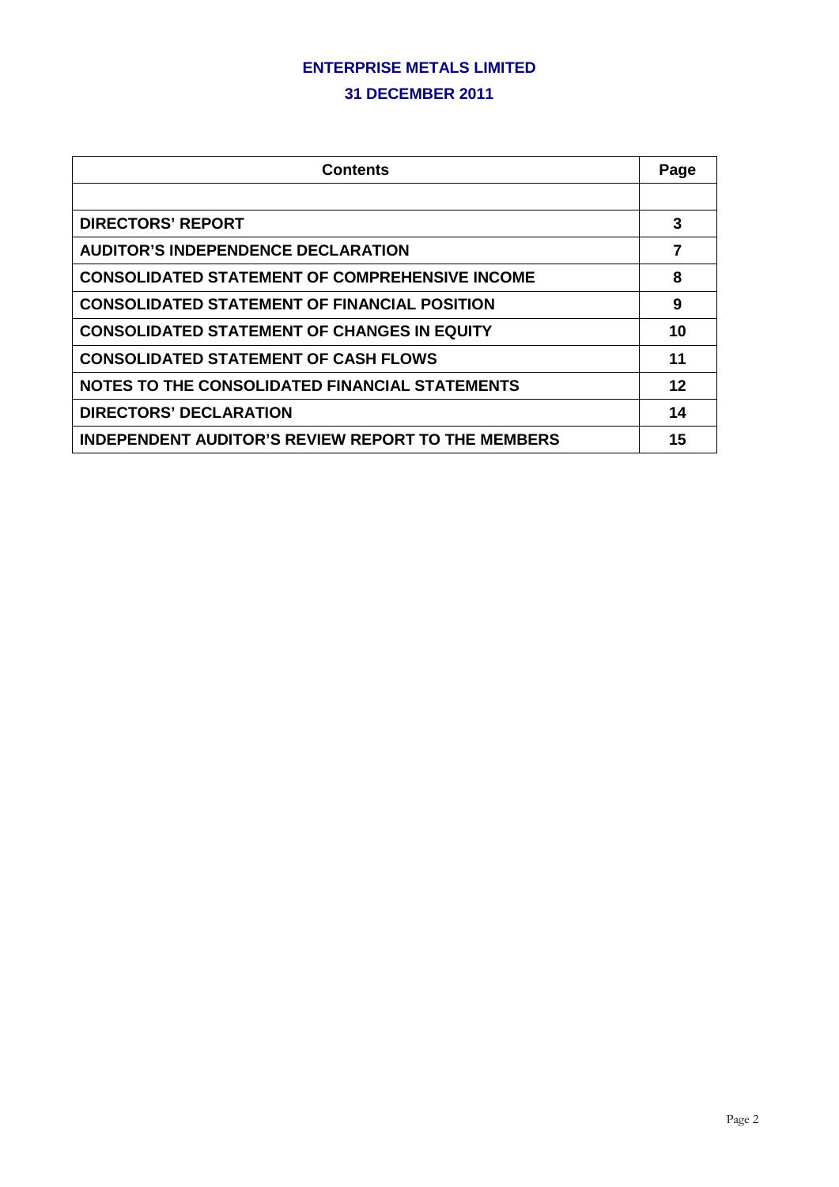# ENTERPRISE METALS LIMITED

## 31 DECEMBER 2011

| Contents | Page |
|---|---|
| | |
| **DIRECTORS' REPORT** | **3** |
| **AUDITOR'S INDEPENDENCE DECLARATION** | **7** |
| **CONSOLIDATED STATEMENT OF COMPREHENSIVE INCOME** | **8** |
| **CONSOLIDATED STATEMENT OF FINANCIAL POSITION** | **9** |
| **CONSOLIDATED STATEMENT OF CHANGES IN EQUITY** | **10** |
| **CONSOLIDATED STATEMENT OF CASH FLOWS** | **11** |
| **NOTES TO THE CONSOLIDATED FINANCIAL STATEMENTS** | **12** |
| **DIRECTORS' DECLARATION** | **14** |
| **INDEPENDENT AUDITOR'S REVIEW REPORT TO THE MEMBERS** | **15** |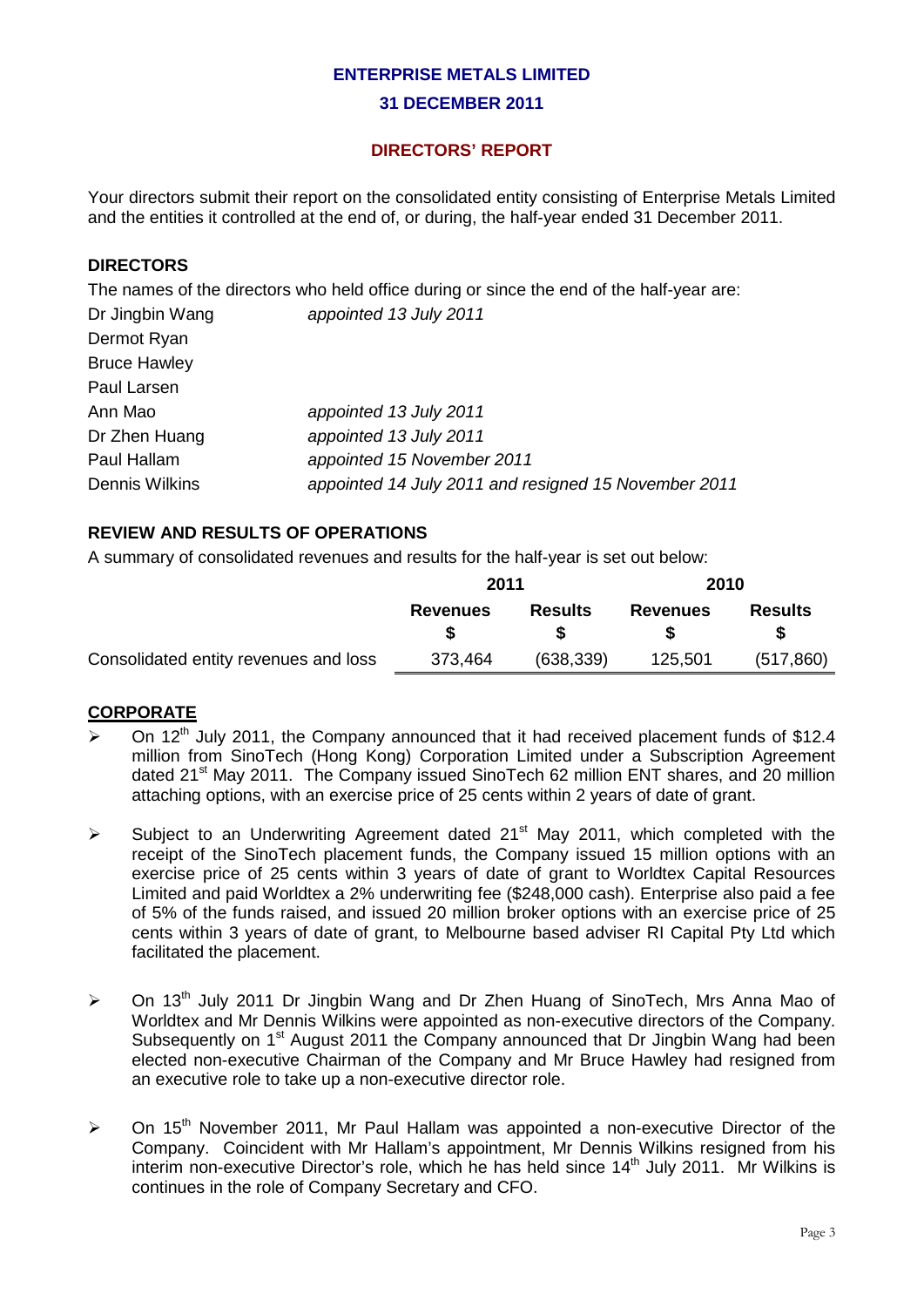**ENTERPRISE METALS LIMITED**

**31 DECEMBER 2011**

## DIRECTORS' REPORT

Your directors submit their report on the consolidated entity consisting of Enterprise Metals Limited and the entities it controlled at the end of, or during, the half-year ended 31 December 2011.

### DIRECTORS

The names of the directors who held office during or since the end of the half-year are:

| | |
|---|---|
| Dr Jingbin Wang | *appointed 13 July 2011* |
| Dermot Ryan | |
| Bruce Hawley | |
| Paul Larsen | |
| Ann Mao | *appointed 13 July 2011* |
| Dr Zhen Huang | *appointed 13 July 2011* |
| Paul Hallam | *appointed 15 November 2011* |
| Dennis Wilkins | *appointed 14 July 2011 and resigned 15 November 2011* |

### REVIEW AND RESULTS OF OPERATIONS

A summary of consolidated revenues and results for the half-year is set out below:

| | 2011 | | 2010 | |
|---|---|---|---|---|
| | **Revenues** | **Results** | **Revenues** | **Results** |
| | **$** | **$** | **$** | **$** |
| Consolidated entity revenues and loss | 373,464 | (638,339) | 125,501 | (517,860) |

### CORPORATE

- On 12th July 2011, the Company announced that it had received placement funds of $12.4 million from SinoTech (Hong Kong) Corporation Limited under a Subscription Agreement dated 21st May 2011. The Company issued SinoTech 62 million ENT shares, and 20 million attaching options, with an exercise price of 25 cents within 2 years of date of grant.
- Subject to an Underwriting Agreement dated 21st May 2011, which completed with the receipt of the SinoTech placement funds, the Company issued 15 million options with an exercise price of 25 cents within 3 years of date of grant to Worldtex Capital Resources Limited and paid Worldtex a 2% underwriting fee ($248,000 cash). Enterprise also paid a fee of 5% of the funds raised, and issued 20 million broker options with an exercise price of 25 cents within 3 years of date of grant, to Melbourne based adviser RI Capital Pty Ltd which facilitated the placement.
- On 13th July 2011 Dr Jingbin Wang and Dr Zhen Huang of SinoTech, Mrs Anna Mao of Worldtex and Mr Dennis Wilkins were appointed as non-executive directors of the Company. Subsequently on 1st August 2011 the Company announced that Dr Jingbin Wang had been elected non-executive Chairman of the Company and Mr Bruce Hawley had resigned from an executive role to take up a non-executive director role.
- On 15th November 2011, Mr Paul Hallam was appointed a non-executive Director of the Company. Coincident with Mr Hallam's appointment, Mr Dennis Wilkins resigned from his interim non-executive Director's role, which he has held since 14th July 2011. Mr Wilkins is continues in the role of Company Secretary and CFO.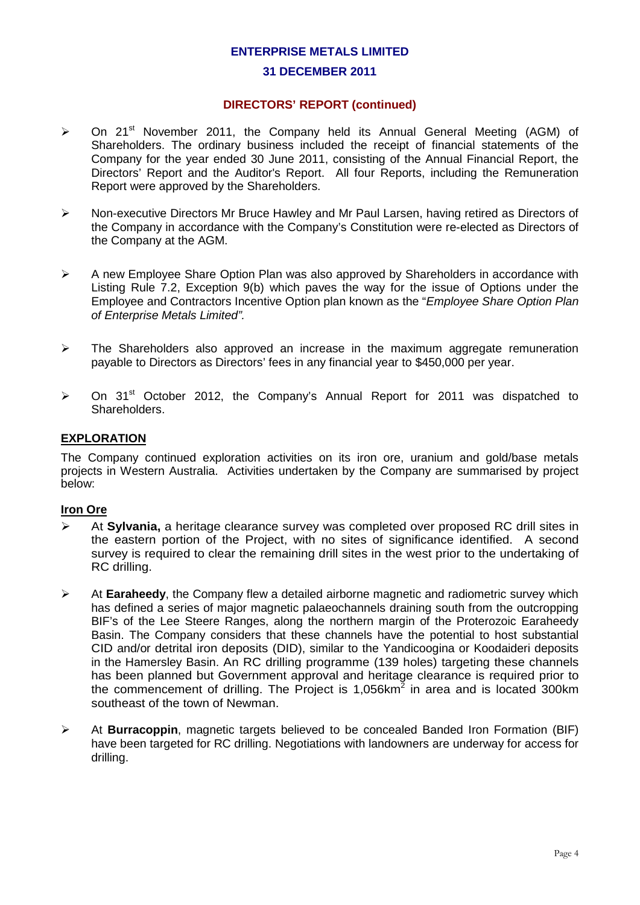## ENTERPRISE METALS LIMITED

## 31 DECEMBER 2011

### DIRECTORS' REPORT (continued)

- On 21st November 2011, the Company held its Annual General Meeting (AGM) of Shareholders. The ordinary business included the receipt of financial statements of the Company for the year ended 30 June 2011, consisting of the Annual Financial Report, the Directors' Report and the Auditor's Report. All four Reports, including the Remuneration Report were approved by the Shareholders.
- Non-executive Directors Mr Bruce Hawley and Mr Paul Larsen, having retired as Directors of the Company in accordance with the Company's Constitution were re-elected as Directors of the Company at the AGM.
- A new Employee Share Option Plan was also approved by Shareholders in accordance with Listing Rule 7.2, Exception 9(b) which paves the way for the issue of Options under the Employee and Contractors Incentive Option plan known as the "*Employee Share Option Plan of Enterprise Metals Limited".*
- The Shareholders also approved an increase in the maximum aggregate remuneration payable to Directors as Directors' fees in any financial year to $450,000 per year.
- On 31st October 2012, the Company's Annual Report for 2011 was dispatched to Shareholders.

### EXPLORATION

The Company continued exploration activities on its iron ore, uranium and gold/base metals projects in Western Australia. Activities undertaken by the Company are summarised by project below:

#### Iron Ore

- At **Sylvania,** a heritage clearance survey was completed over proposed RC drill sites in the eastern portion of the Project, with no sites of significance identified. A second survey is required to clear the remaining drill sites in the west prior to the undertaking of RC drilling.
- At **Earaheedy**, the Company flew a detailed airborne magnetic and radiometric survey which has defined a series of major magnetic palaeochannels draining south from the outcropping BIF's of the Lee Steere Ranges, along the northern margin of the Proterozoic Earaheedy Basin. The Company considers that these channels have the potential to host substantial CID and/or detrital iron deposits (DID), similar to the Yandicoogina or Koodaideri deposits in the Hamersley Basin. An RC drilling programme (139 holes) targeting these channels has been planned but Government approval and heritage clearance is required prior to the commencement of drilling. The Project is 1,056km$^2$ in area and is located 300km southeast of the town of Newman.
- At **Burracoppin**, magnetic targets believed to be concealed Banded Iron Formation (BIF) have been targeted for RC drilling. Negotiations with landowners are underway for access for drilling.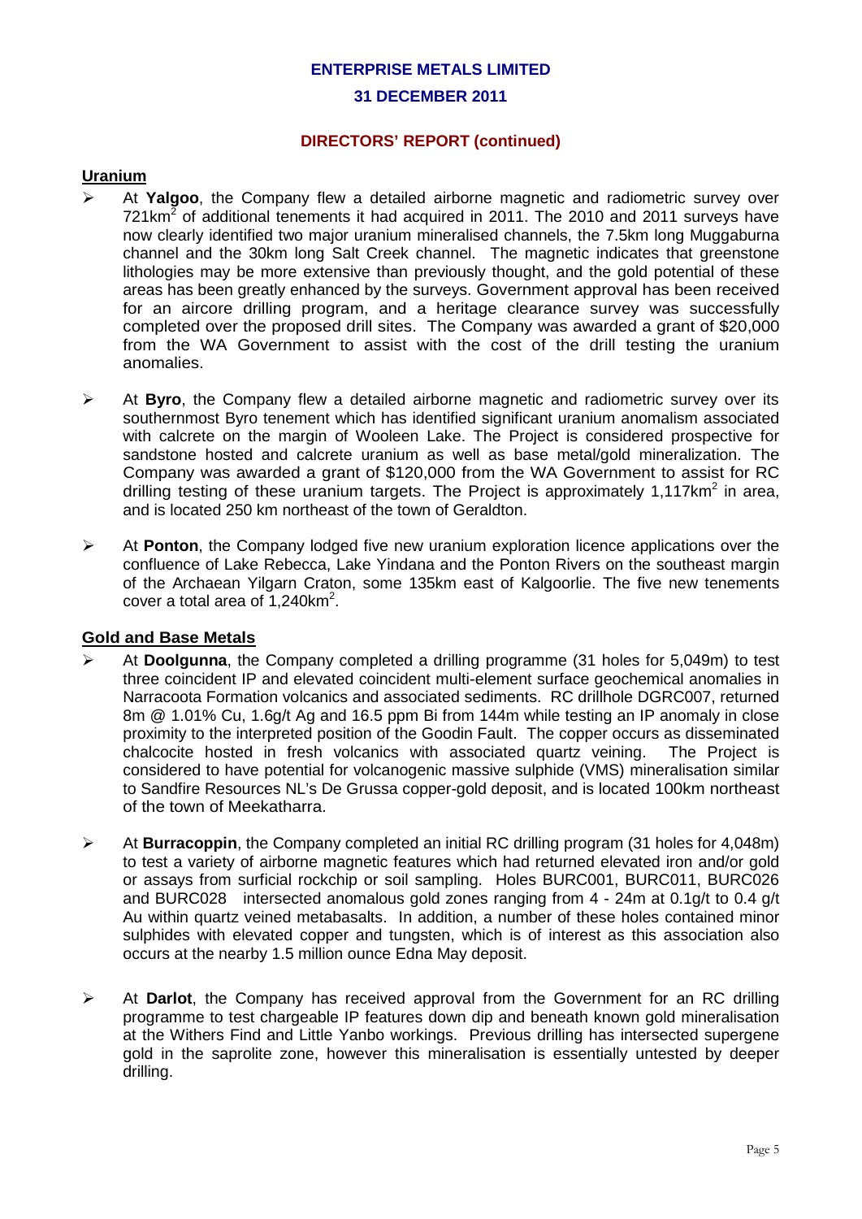## Uranium

- At **Yalgoo**, the Company flew a detailed airborne magnetic and radiometric survey over 721km$^2$ of additional tenements it had acquired in 2011. The 2010 and 2011 surveys have now clearly identified two major uranium mineralised channels, the 7.5km long Muggaburna channel and the 30km long Salt Creek channel. The magnetic indicates that greenstone lithologies may be more extensive than previously thought, and the gold potential of these areas has been greatly enhanced by the surveys. Government approval has been received for an aircore drilling program, and a heritage clearance survey was successfully completed over the proposed drill sites. The Company was awarded a grant of $20,000 from the WA Government to assist with the cost of the drill testing the uranium anomalies.

- At **Byro**, the Company flew a detailed airborne magnetic and radiometric survey over its southernmost Byro tenement which has identified significant uranium anomalism associated with calcrete on the margin of Wooleen Lake. The Project is considered prospective for sandstone hosted and calcrete uranium as well as base metal/gold mineralization. The Company was awarded a grant of $120,000 from the WA Government to assist for RC drilling testing of these uranium targets. The Project is approximately 1,117km$^2$ in area, and is located 250 km northeast of the town of Geraldton.

- At **Ponton**, the Company lodged five new uranium exploration licence applications over the confluence of Lake Rebecca, Lake Yindana and the Ponton Rivers on the southeast margin of the Archaean Yilgarn Craton, some 135km east of Kalgoorlie. The five new tenements cover a total area of 1,240km$^2$.

## Gold and Base Metals

- At **Doolgunna**, the Company completed a drilling programme (31 holes for 5,049m) to test three coincident IP and elevated coincident multi-element surface geochemical anomalies in Narracoota Formation volcanics and associated sediments. RC drillhole DGRC007, returned 8m @ 1.01% Cu, 1.6g/t Ag and 16.5 ppm Bi from 144m while testing an IP anomaly in close proximity to the interpreted position of the Goodin Fault. The copper occurs as disseminated chalcocite hosted in fresh volcanics with associated quartz veining. The Project is considered to have potential for volcanogenic massive sulphide (VMS) mineralisation similar to Sandfire Resources NL's De Grussa copper-gold deposit, and is located 100km northeast of the town of Meekatharra.

- At **Burracoppin**, the Company completed an initial RC drilling program (31 holes for 4,048m) to test a variety of airborne magnetic features which had returned elevated iron and/or gold or assays from surficial rockchip or soil sampling. Holes BURC001, BURC011, BURC026 and BURC028 intersected anomalous gold zones ranging from 4 - 24m at 0.1g/t to 0.4 g/t Au within quartz veined metabasalts. In addition, a number of these holes contained minor sulphides with elevated copper and tungsten, which is of interest as this association also occurs at the nearby 1.5 million ounce Edna May deposit.

- At **Darlot**, the Company has received approval from the Government for an RC drilling programme to test chargeable IP features down dip and beneath known gold mineralisation at the Withers Find and Little Yanbo workings. Previous drilling has intersected supergene gold in the saprolite zone, however this mineralisation is essentially untested by deeper drilling.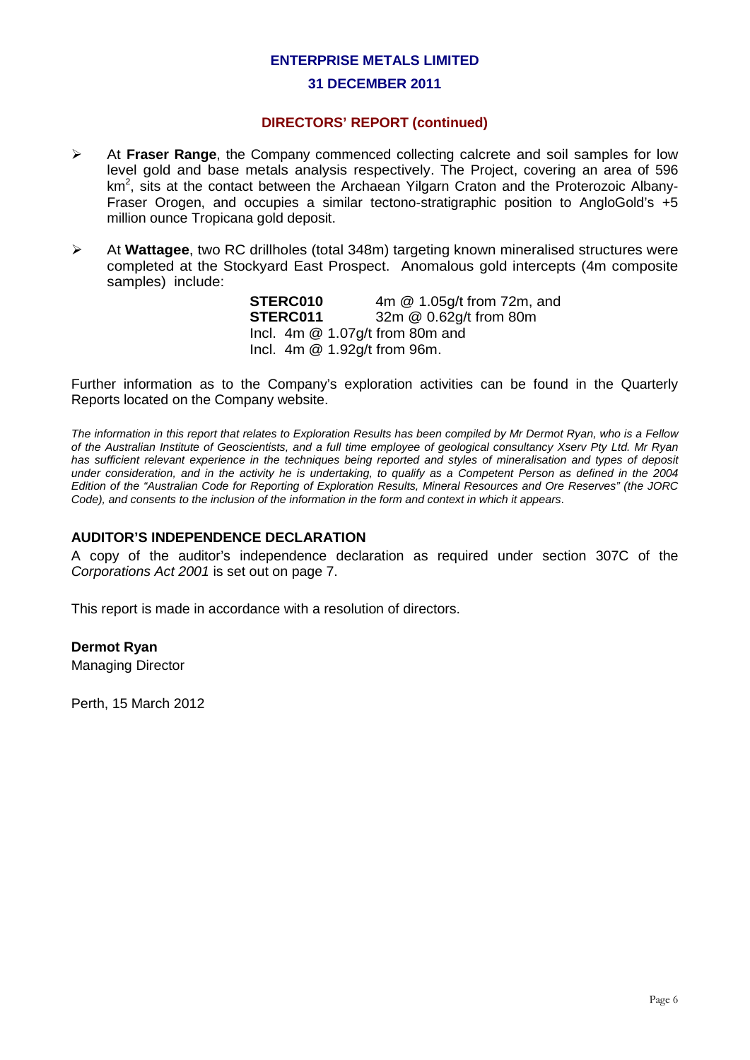**ENTERPRISE METALS LIMITED**

**31 DECEMBER 2011**

## DIRECTORS' REPORT (continued)

- At **Fraser Range**, the Company commenced collecting calcrete and soil samples for low level gold and base metals analysis respectively. The Project, covering an area of 596 $km^2$, sits at the contact between the Archaean Yilgarn Craton and the Proterozoic Albany-Fraser Orogen, and occupies a similar tectono-stratigraphic position to AngloGold's +5 million ounce Tropicana gold deposit.

- At **Wattagee**, two RC drillholes (total 348m) targeting known mineralised structures were completed at the Stockyard East Prospect. Anomalous gold intercepts (4m composite samples) include:

  **STERC010** 4m @ 1.05g/t from 72m, and
  **STERC011** 32m @ 0.62g/t from 80m
  Incl. 4m @ 1.07g/t from 80m and
  Incl. 4m @ 1.92g/t from 96m.

Further information as to the Company's exploration activities can be found in the Quarterly Reports located on the Company website.

*The information in this report that relates to Exploration Results has been compiled by Mr Dermot Ryan, who is a Fellow of the Australian Institute of Geoscientists, and a full time employee of geological consultancy Xserv Pty Ltd. Mr Ryan has sufficient relevant experience in the techniques being reported and styles of mineralisation and types of deposit under consideration, and in the activity he is undertaking, to qualify as a Competent Person as defined in the 2004 Edition of the "Australian Code for Reporting of Exploration Results, Mineral Resources and Ore Reserves" (the JORC Code), and consents to the inclusion of the information in the form and context in which it appears.*

### AUDITOR'S INDEPENDENCE DECLARATION

A copy of the auditor's independence declaration as required under section 307C of the *Corporations Act 2001* is set out on page 7.

This report is made in accordance with a resolution of directors.

**Dermot Ryan**
Managing Director

Perth, 15 March 2012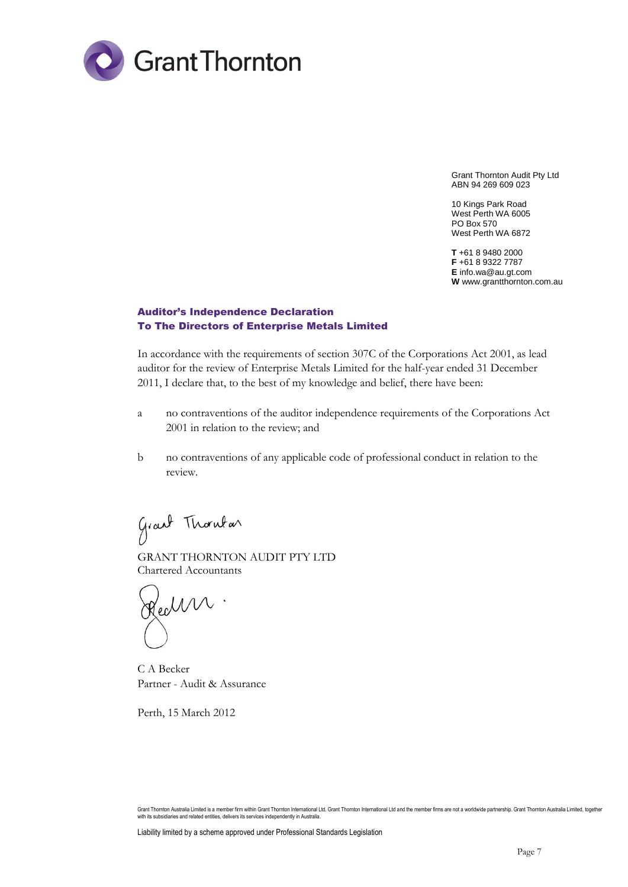Grant Thornton

Grant Thornton Audit Pty Ltd
ABN 94 269 609 023

10 Kings Park Road
West Perth WA 6005
PO Box 570
West Perth WA 6872

**T** +61 8 9480 2000
**F** +61 8 9322 7787
**E** info.wa@au.gt.com
**W** www.grantthornton.com.au

## Auditor's Independence Declaration
## To The Directors of Enterprise Metals Limited

In accordance with the requirements of section 307C of the Corporations Act 2001, as lead auditor for the review of Enterprise Metals Limited for the half-year ended 31 December 2011, I declare that, to the best of my knowledge and belief, there have been:

a no contraventions of the auditor independence requirements of the Corporations Act 2001 in relation to the review; and

b no contraventions of any applicable code of professional conduct in relation to the review.

GRANT THORNTON AUDIT PTY LTD
Chartered Accountants

C A Becker
Partner - Audit & Assurance

Perth, 15 March 2012

Grant Thornton Australia Limited is a member firm within Grant Thornton International Ltd. Grant Thornton International Ltd and the member firms are not a worldwide partnership. Grant Thornton Australia Limited, together with its subsidiaries and related entities, delivers its services independently in Australia.

Liability limited by a scheme approved under Professional Standards Legislation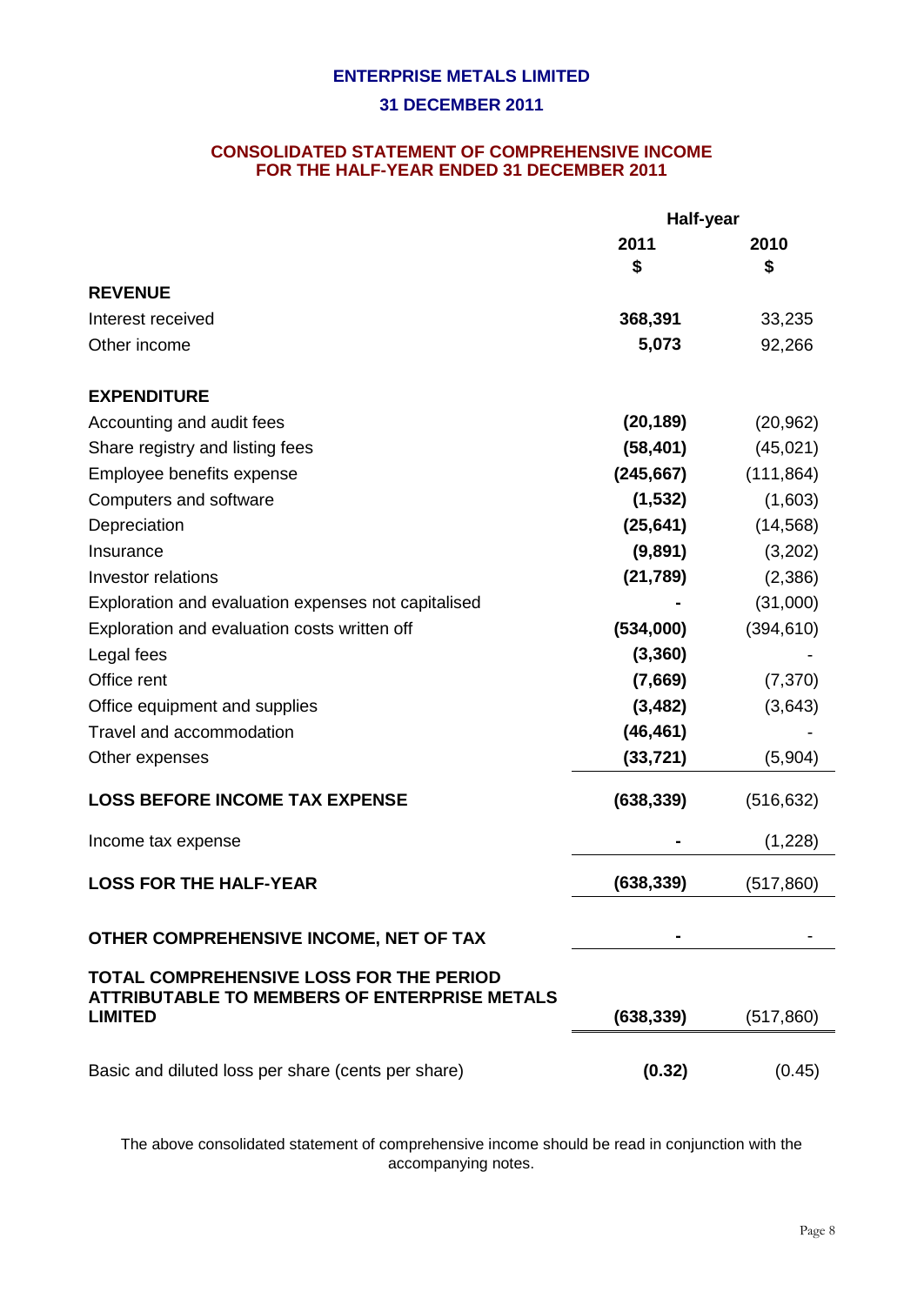**ENTERPRISE METALS LIMITED**

**31 DECEMBER 2011**

## CONSOLIDATED STATEMENT OF COMPREHENSIVE INCOME FOR THE HALF-YEAR ENDED 31 DECEMBER 2011

| | Half-year | |
|---|---|---|
| | **2011** | **2010** |
| | **$** | **$** |
| **REVENUE** | | |
| Interest received | **368,391** | 33,235 |
| Other income | **5,073** | 92,266 |
| | | |
| **EXPENDITURE** | | |
| Accounting and audit fees | **(20,189)** | (20,962) |
| Share registry and listing fees | **(58,401)** | (45,021) |
| Employee benefits expense | **(245,667)** | (111,864) |
| Computers and software | **(1,532)** | (1,603) |
| Depreciation | **(25,641)** | (14,568) |
| Insurance | **(9,891)** | (3,202) |
| Investor relations | **(21,789)** | (2,386) |
| Exploration and evaluation expenses not capitalised | **-** | (31,000) |
| Exploration and evaluation costs written off | **(534,000)** | (394,610) |
| Legal fees | **(3,360)** | - |
| Office rent | **(7,669)** | (7,370) |
| Office equipment and supplies | **(3,482)** | (3,643) |
| Travel and accommodation | **(46,461)** | - |
| Other expenses | **(33,721)** | (5,904) |
| **LOSS BEFORE INCOME TAX EXPENSE** | **(638,339)** | (516,632) |
| Income tax expense | **-** | (1,228) |
| **LOSS FOR THE HALF-YEAR** | **(638,339)** | (517,860) |
| | | |
| **OTHER COMPREHENSIVE INCOME, NET OF TAX** | **-** | - |
| **TOTAL COMPREHENSIVE LOSS FOR THE PERIOD ATTRIBUTABLE TO MEMBERS OF ENTERPRISE METALS LIMITED** | **(638,339)** | (517,860) |
| | | |
| Basic and diluted loss per share (cents per share) | **(0.32)** | (0.45) |

The above consolidated statement of comprehensive income should be read in conjunction with the accompanying notes.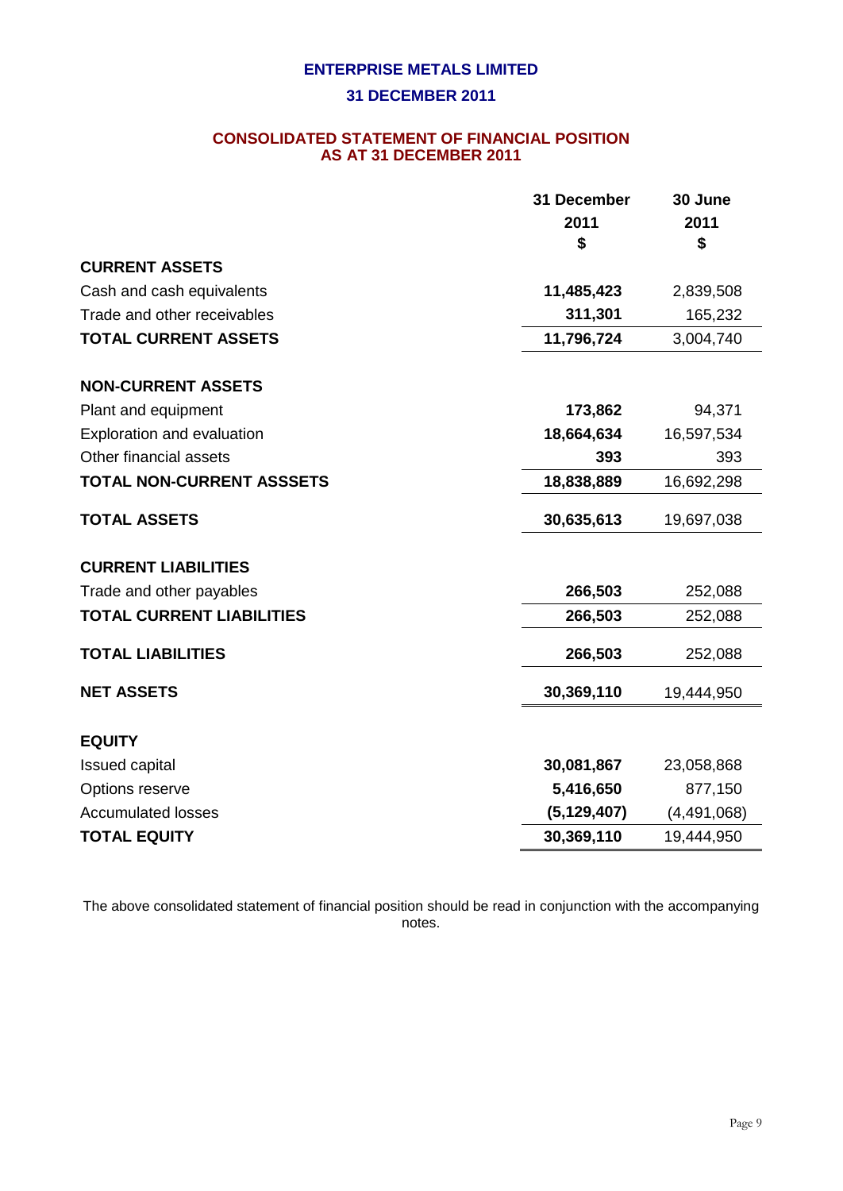# ENTERPRISE METALS LIMITED

## 31 DECEMBER 2011

## CONSOLIDATED STATEMENT OF FINANCIAL POSITION AS AT 31 DECEMBER 2011

| | 31 December 2011 $ | 30 June 2011 $ |
|---|---|---|
| **CURRENT ASSETS** | | |
| Cash and cash equivalents | **11,485,423** | 2,839,508 |
| Trade and other receivables | **311,301** | 165,232 |
| **TOTAL CURRENT ASSETS** | **11,796,724** | 3,004,740 |
| | | |
| **NON-CURRENT ASSETS** | | |
| Plant and equipment | **173,862** | 94,371 |
| Exploration and evaluation | **18,664,634** | 16,597,534 |
| Other financial assets | **393** | 393 |
| **TOTAL NON-CURRENT ASSSETS** | **18,838,889** | 16,692,298 |
| | | |
| **TOTAL ASSETS** | **30,635,613** | 19,697,038 |
| | | |
| **CURRENT LIABILITIES** | | |
| Trade and other payables | **266,503** | 252,088 |
| **TOTAL CURRENT LIABILITIES** | **266,503** | 252,088 |
| | | |
| **TOTAL LIABILITIES** | **266,503** | 252,088 |
| | | |
| **NET ASSETS** | **30,369,110** | 19,444,950 |
| | | |
| **EQUITY** | | |
| Issued capital | **30,081,867** | 23,058,868 |
| Options reserve | **5,416,650** | 877,150 |
| Accumulated losses | **(5,129,407)** | (4,491,068) |
| **TOTAL EQUITY** | **30,369,110** | 19,444,950 |

The above consolidated statement of financial position should be read in conjunction with the accompanying notes.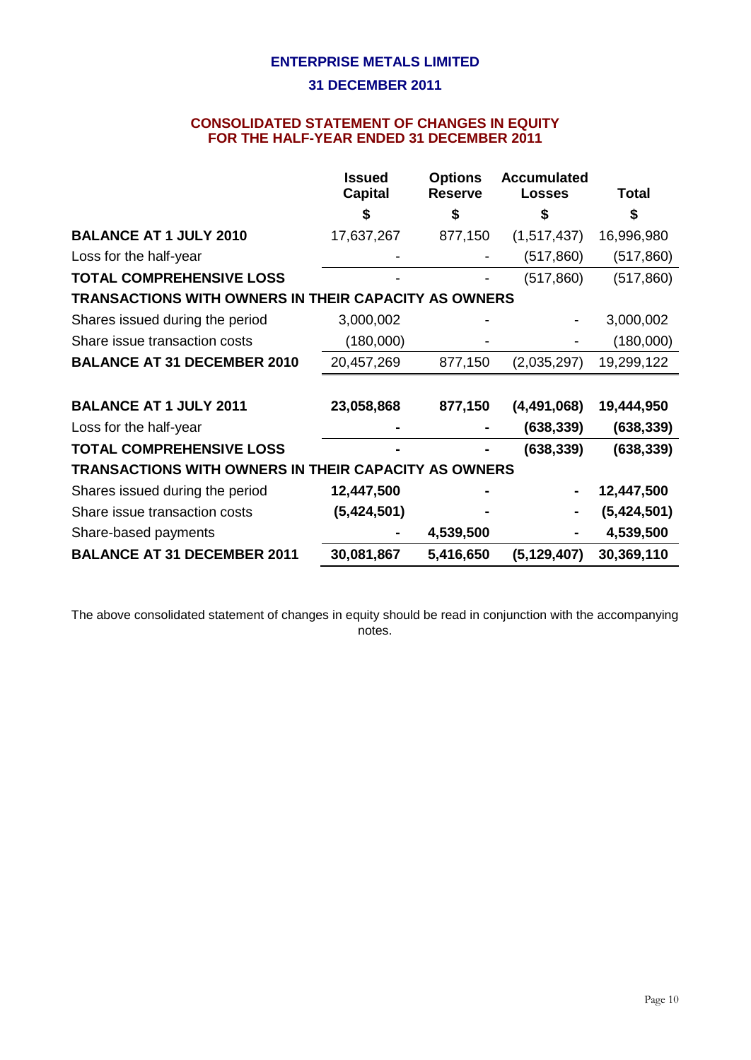**ENTERPRISE METALS LIMITED**

**31 DECEMBER 2011**

## CONSOLIDATED STATEMENT OF CHANGES IN EQUITY FOR THE HALF-YEAR ENDED 31 DECEMBER 2011

| | Issued Capital | Options Reserve | Accumulated Losses | Total |
|---|---|---|---|---|
| | $ | $ | $ | $ |
| **BALANCE AT 1 JULY 2010** | 17,637,267 | 877,150 | (1,517,437) | 16,996,980 |
| Loss for the half-year | - | - | (517,860) | (517,860) |
| **TOTAL COMPREHENSIVE LOSS** | - | - | (517,860) | (517,860) |
| **TRANSACTIONS WITH OWNERS IN THEIR CAPACITY AS OWNERS** | | | | |
| Shares issued during the period | 3,000,002 | - | - | 3,000,002 |
| Share issue transaction costs | (180,000) | - | - | (180,000) |
| **BALANCE AT 31 DECEMBER 2010** | 20,457,269 | 877,150 | (2,035,297) | 19,299,122 |
| | | | | |
| **BALANCE AT 1 JULY 2011** | **23,058,868** | **877,150** | **(4,491,068)** | **19,444,950** |
| Loss for the half-year | **-** | **-** | **(638,339)** | **(638,339)** |
| **TOTAL COMPREHENSIVE LOSS** | **-** | **-** | **(638,339)** | **(638,339)** |
| **TRANSACTIONS WITH OWNERS IN THEIR CAPACITY AS OWNERS** | | | | |
| Shares issued during the period | **12,447,500** | **-** | **-** | **12,447,500** |
| Share issue transaction costs | **(5,424,501)** | **-** | **-** | **(5,424,501)** |
| Share-based payments | **-** | **4,539,500** | **-** | **4,539,500** |
| **BALANCE AT 31 DECEMBER 2011** | **30,081,867** | **5,416,650** | **(5,129,407)** | **30,369,110** |

The above consolidated statement of changes in equity should be read in conjunction with the accompanying notes.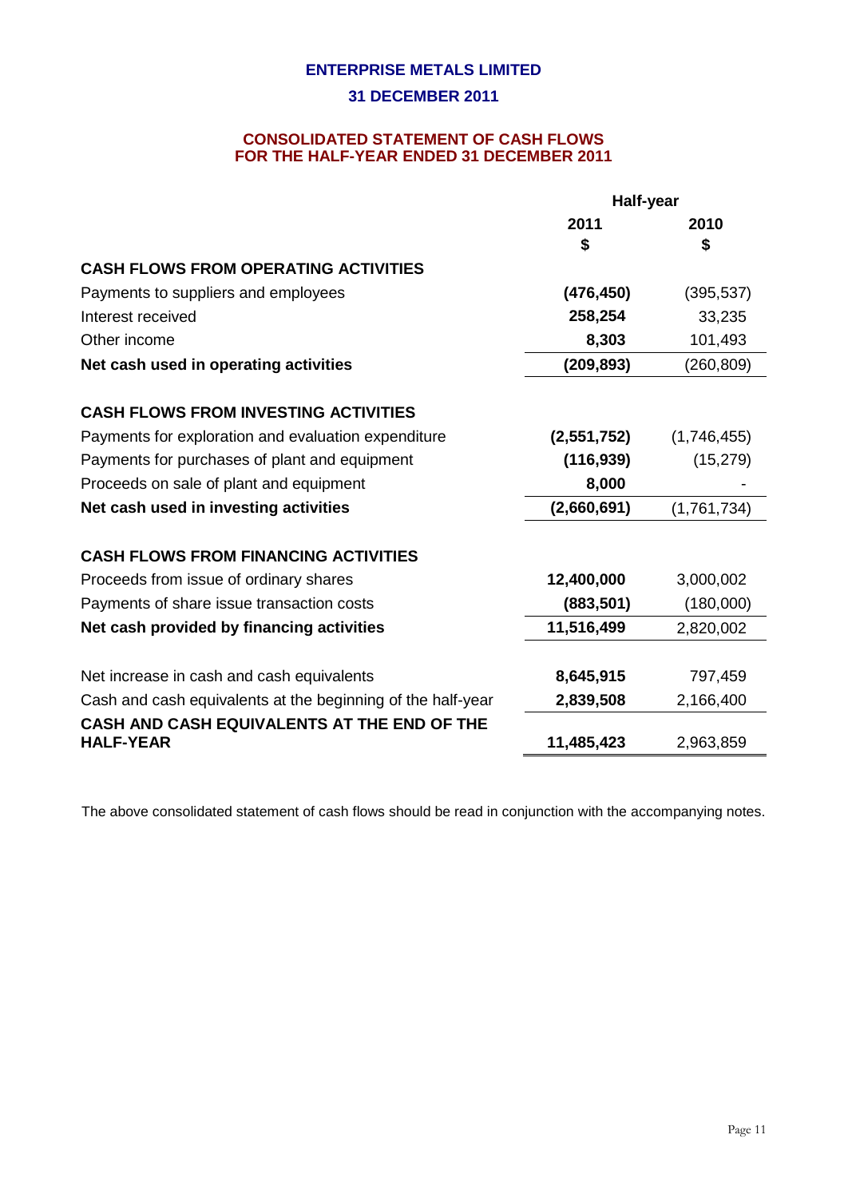# ENTERPRISE METALS LIMITED

## 31 DECEMBER 2011

### CONSOLIDATED STATEMENT OF CASH FLOWS
### FOR THE HALF-YEAR ENDED 31 DECEMBER 2011

| | Half-year | |
|---|---|---|
| | **2011** | **2010** |
| | **$** | **$** |
| **CASH FLOWS FROM OPERATING ACTIVITIES** | | |
| Payments to suppliers and employees | **(476,450)** | (395,537) |
| Interest received | **258,254** | 33,235 |
| Other income | **8,303** | 101,493 |
| **Net cash used in operating activities** | **(209,893)** | (260,809) |
| | | |
| **CASH FLOWS FROM INVESTING ACTIVITIES** | | |
| Payments for exploration and evaluation expenditure | **(2,551,752)** | (1,746,455) |
| Payments for purchases of plant and equipment | **(116,939)** | (15,279) |
| Proceeds on sale of plant and equipment | **8,000** | - |
| **Net cash used in investing activities** | **(2,660,691)** | (1,761,734) |
| | | |
| **CASH FLOWS FROM FINANCING ACTIVITIES** | | |
| Proceeds from issue of ordinary shares | **12,400,000** | 3,000,002 |
| Payments of share issue transaction costs | **(883,501)** | (180,000) |
| **Net cash provided by financing activities** | **11,516,499** | 2,820,002 |
| | | |
| Net increase in cash and cash equivalents | **8,645,915** | 797,459 |
| Cash and cash equivalents at the beginning of the half-year | **2,839,508** | 2,166,400 |
| **CASH AND CASH EQUIVALENTS AT THE END OF THE HALF-YEAR** | **11,485,423** | 2,963,859 |

The above consolidated statement of cash flows should be read in conjunction with the accompanying notes.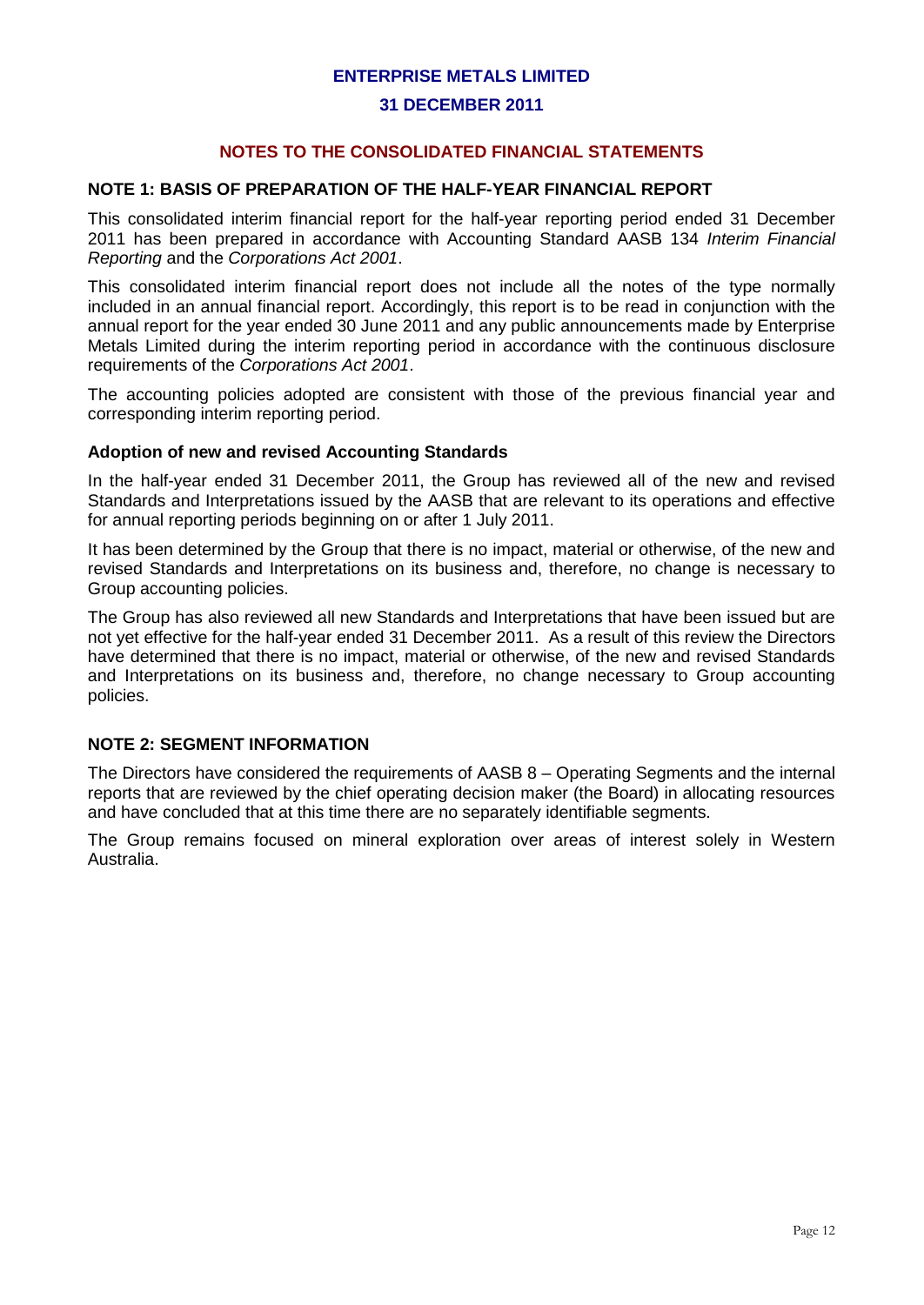# ENTERPRISE METALS LIMITED

## 31 DECEMBER 2011

## NOTES TO THE CONSOLIDATED FINANCIAL STATEMENTS

### NOTE 1: BASIS OF PREPARATION OF THE HALF-YEAR FINANCIAL REPORT

This consolidated interim financial report for the half-year reporting period ended 31 December 2011 has been prepared in accordance with Accounting Standard AASB 134 *Interim Financial Reporting* and the *Corporations Act 2001*.

This consolidated interim financial report does not include all the notes of the type normally included in an annual financial report. Accordingly, this report is to be read in conjunction with the annual report for the year ended 30 June 2011 and any public announcements made by Enterprise Metals Limited during the interim reporting period in accordance with the continuous disclosure requirements of the *Corporations Act 2001*.

The accounting policies adopted are consistent with those of the previous financial year and corresponding interim reporting period.

**Adoption of new and revised Accounting Standards**

In the half-year ended 31 December 2011, the Group has reviewed all of the new and revised Standards and Interpretations issued by the AASB that are relevant to its operations and effective for annual reporting periods beginning on or after 1 July 2011.

It has been determined by the Group that there is no impact, material or otherwise, of the new and revised Standards and Interpretations on its business and, therefore, no change is necessary to Group accounting policies.

The Group has also reviewed all new Standards and Interpretations that have been issued but are not yet effective for the half-year ended 31 December 2011. As a result of this review the Directors have determined that there is no impact, material or otherwise, of the new and revised Standards and Interpretations on its business and, therefore, no change necessary to Group accounting policies.

### NOTE 2: SEGMENT INFORMATION

The Directors have considered the requirements of AASB 8 – Operating Segments and the internal reports that are reviewed by the chief operating decision maker (the Board) in allocating resources and have concluded that at this time there are no separately identifiable segments.

The Group remains focused on mineral exploration over areas of interest solely in Western Australia.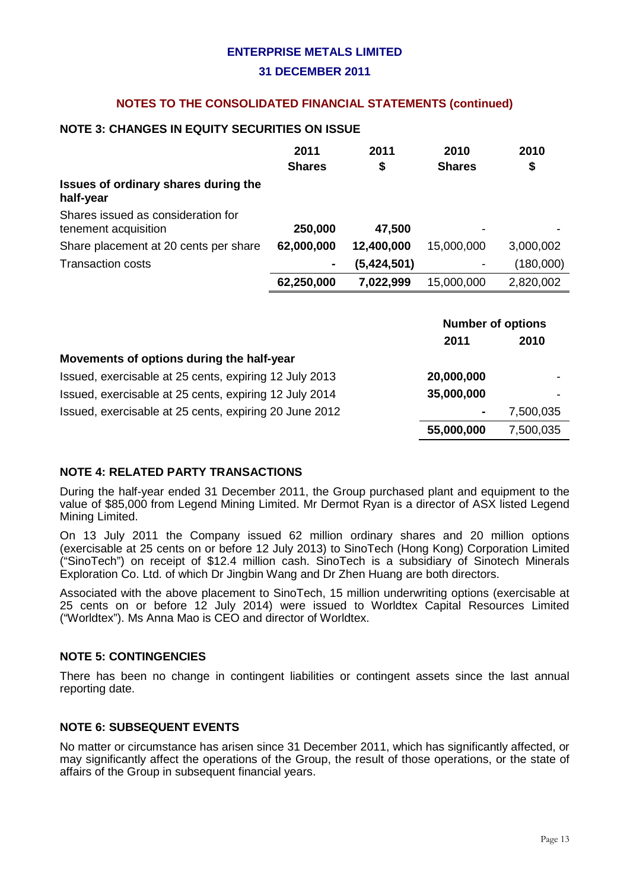**ENTERPRISE METALS LIMITED**

**31 DECEMBER 2011**

**NOTES TO THE CONSOLIDATED FINANCIAL STATEMENTS (continued)**

## NOTE 3: CHANGES IN EQUITY SECURITIES ON ISSUE

| | 2011 Shares | 2011 $ | 2010 Shares | 2010 $ |
|---|---|---|---|---|
| **Issues of ordinary shares during the half-year** | | | | |
| Shares issued as consideration for tenement acquisition | **250,000** | **47,500** | - | - |
| Share placement at 20 cents per share | **62,000,000** | **12,400,000** | 15,000,000 | 3,000,002 |
| Transaction costs | **-** | **(5,424,501)** | - | (180,000) |
| | **62,250,000** | **7,022,999** | 15,000,000 | 2,820,002 |

| | Number of options | |
|---|---|---|
| | **2011** | **2010** |
| **Movements of options during the half-year** | | |
| Issued, exercisable at 25 cents, expiring 12 July 2013 | **20,000,000** | - |
| Issued, exercisable at 25 cents, expiring 12 July 2014 | **35,000,000** | - |
| Issued, exercisable at 25 cents, expiring 20 June 2012 | **-** | 7,500,035 |
| | **55,000,000** | 7,500,035 |

## NOTE 4: RELATED PARTY TRANSACTIONS

During the half-year ended 31 December 2011, the Group purchased plant and equipment to the value of $85,000 from Legend Mining Limited. Mr Dermot Ryan is a director of ASX listed Legend Mining Limited.

On 13 July 2011 the Company issued 62 million ordinary shares and 20 million options (exercisable at 25 cents on or before 12 July 2013) to SinoTech (Hong Kong) Corporation Limited ("SinoTech") on receipt of $12.4 million cash. SinoTech is a subsidiary of Sinotech Minerals Exploration Co. Ltd. of which Dr Jingbin Wang and Dr Zhen Huang are both directors.

Associated with the above placement to SinoTech, 15 million underwriting options (exercisable at 25 cents on or before 12 July 2014) were issued to Worldtex Capital Resources Limited ("Worldtex"). Ms Anna Mao is CEO and director of Worldtex.

## NOTE 5: CONTINGENCIES

There has been no change in contingent liabilities or contingent assets since the last annual reporting date.

## NOTE 6: SUBSEQUENT EVENTS

No matter or circumstance has arisen since 31 December 2011, which has significantly affected, or may significantly affect the operations of the Group, the result of those operations, or the state of affairs of the Group in subsequent financial years.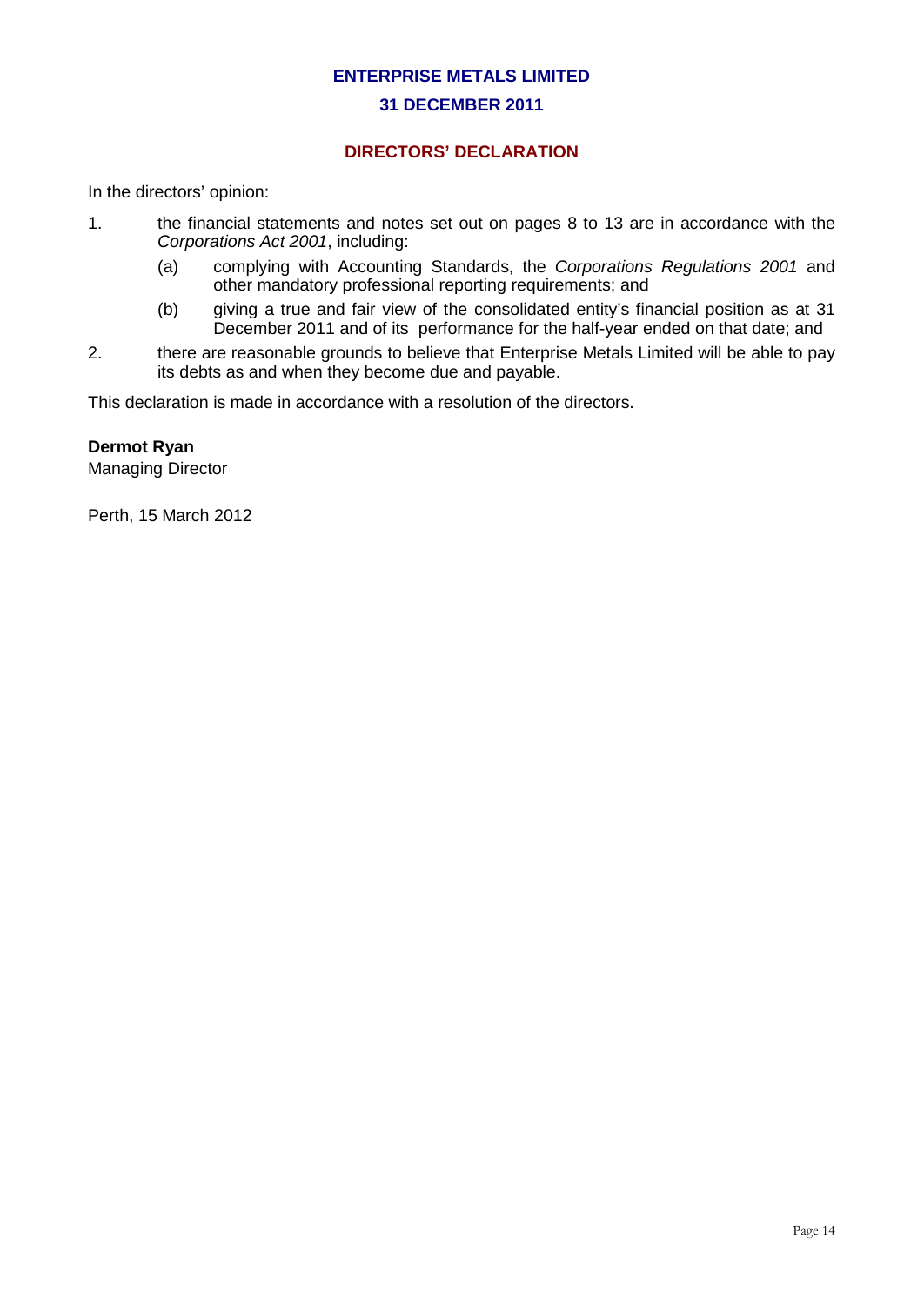**ENTERPRISE METALS LIMITED**

**31 DECEMBER 2011**

## DIRECTORS' DECLARATION

In the directors' opinion:

1. the financial statements and notes set out on pages 8 to 13 are in accordance with the *Corporations Act 2001*, including:

   (a) complying with Accounting Standards, the *Corporations Regulations 2001* and other mandatory professional reporting requirements; and

   (b) giving a true and fair view of the consolidated entity's financial position as at 31 December 2011 and of its performance for the half-year ended on that date; and

2. there are reasonable grounds to believe that Enterprise Metals Limited will be able to pay its debts as and when they become due and payable.

This declaration is made in accordance with a resolution of the directors.

**Dermot Ryan**
Managing Director

Perth, 15 March 2012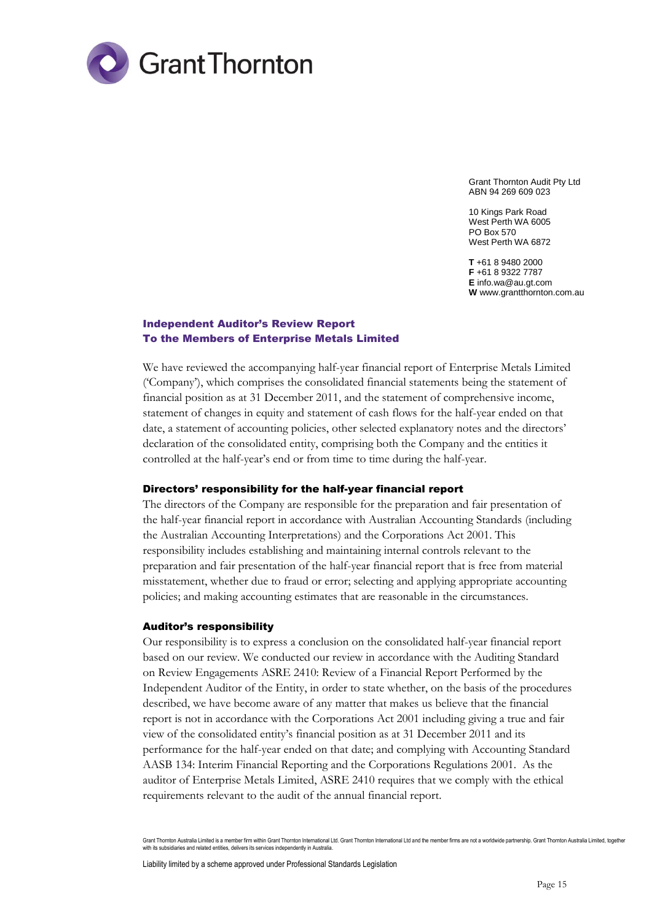Grant Thornton

Grant Thornton Audit Pty Ltd
ABN 94 269 609 023

10 Kings Park Road
West Perth WA 6005
PO Box 570
West Perth WA 6872

**T** +61 8 9480 2000
**F** +61 8 9322 7787
**E** info.wa@au.gt.com
**W** www.grantthornton.com.au

## Independent Auditor's Review Report
## To the Members of Enterprise Metals Limited

We have reviewed the accompanying half-year financial report of Enterprise Metals Limited ('Company'), which comprises the consolidated financial statements being the statement of financial position as at 31 December 2011, and the statement of comprehensive income, statement of changes in equity and statement of cash flows for the half-year ended on that date, a statement of accounting policies, other selected explanatory notes and the directors' declaration of the consolidated entity, comprising both the Company and the entities it controlled at the half-year's end or from time to time during the half-year.

### Directors' responsibility for the half-year financial report

The directors of the Company are responsible for the preparation and fair presentation of the half-year financial report in accordance with Australian Accounting Standards (including the Australian Accounting Interpretations) and the Corporations Act 2001. This responsibility includes establishing and maintaining internal controls relevant to the preparation and fair presentation of the half-year financial report that is free from material misstatement, whether due to fraud or error; selecting and applying appropriate accounting policies; and making accounting estimates that are reasonable in the circumstances.

### Auditor's responsibility

Our responsibility is to express a conclusion on the consolidated half-year financial report based on our review. We conducted our review in accordance with the Auditing Standard on Review Engagements ASRE 2410: Review of a Financial Report Performed by the Independent Auditor of the Entity, in order to state whether, on the basis of the procedures described, we have become aware of any matter that makes us believe that the financial report is not in accordance with the Corporations Act 2001 including giving a true and fair view of the consolidated entity's financial position as at 31 December 2011 and its performance for the half-year ended on that date; and complying with Accounting Standard AASB 134: Interim Financial Reporting and the Corporations Regulations 2001. As the auditor of Enterprise Metals Limited, ASRE 2410 requires that we comply with the ethical requirements relevant to the audit of the annual financial report.

Grant Thornton Australia Limited is a member firm within Grant Thornton International Ltd. Grant Thornton International Ltd and the member firms are not a worldwide partnership. Grant Thornton Australia Limited, together with its subsidiaries and related entities, delivers its services independently in Australia.

Liability limited by a scheme approved under Professional Standards Legislation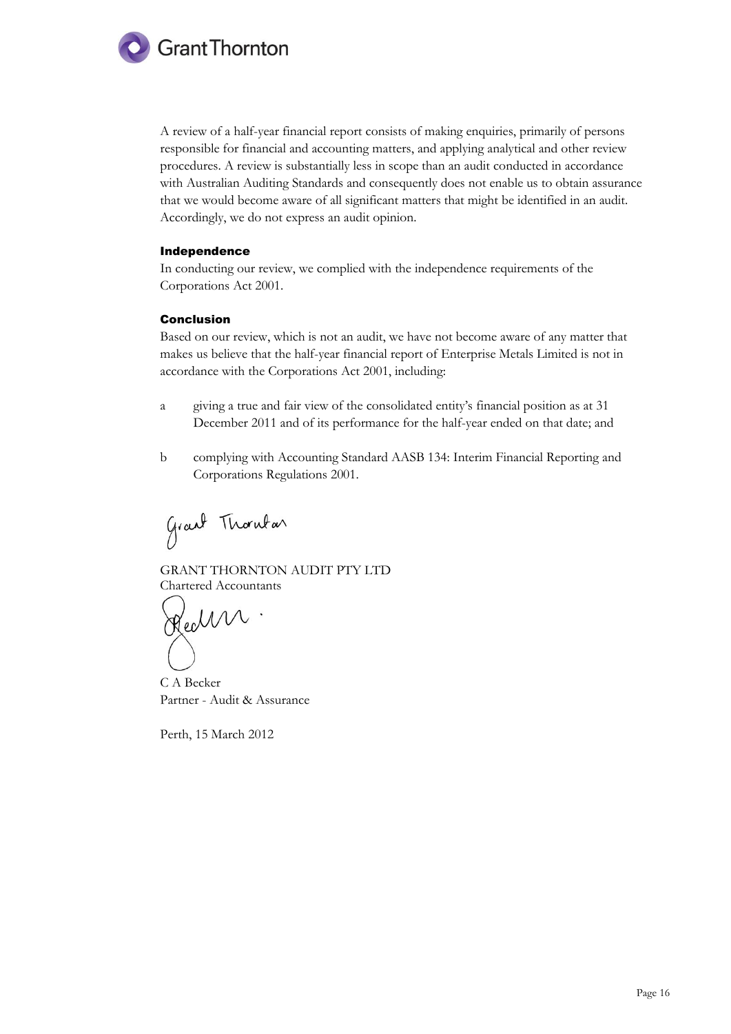A review of a half-year financial report consists of making enquiries, primarily of persons responsible for financial and accounting matters, and applying analytical and other review procedures. A review is substantially less in scope than an audit conducted in accordance with Australian Auditing Standards and consequently does not enable us to obtain assurance that we would become aware of all significant matters that might be identified in an audit. Accordingly, we do not express an audit opinion.

**Independence**

In conducting our review, we complied with the independence requirements of the Corporations Act 2001.

**Conclusion**

Based on our review, which is not an audit, we have not become aware of any matter that makes us believe that the half-year financial report of Enterprise Metals Limited is not in accordance with the Corporations Act 2001, including:

a giving a true and fair view of the consolidated entity's financial position as at 31 December 2011 and of its performance for the half-year ended on that date; and

b complying with Accounting Standard AASB 134: Interim Financial Reporting and Corporations Regulations 2001.

GRANT THORNTON AUDIT PTY LTD
Chartered Accountants

C A Becker
Partner - Audit & Assurance

Perth, 15 March 2012